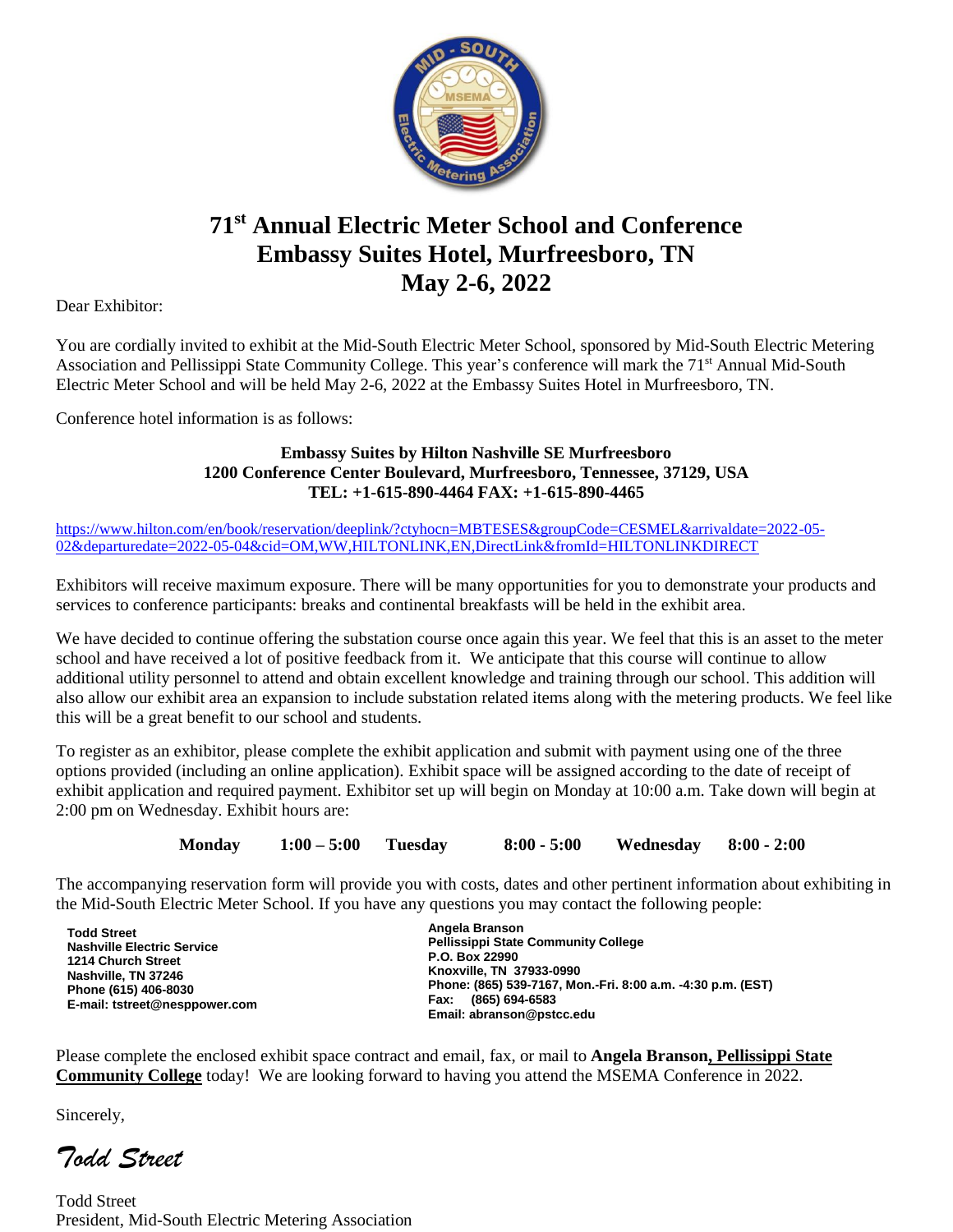# 71st Annual Electric Meter School and Conference
# Embassy Suites Hotel, Murfreesboro, TN
# May 2-6, 2022

Dear Exhibitor:

You are cordially invited to exhibit at the Mid-South Electric Meter School, sponsored by Mid-South Electric Metering Association and Pellissippi State Community College. This year's conference will mark the 71st Annual Mid-South Electric Meter School and will be held May 2-6, 2022 at the Embassy Suites Hotel in Murfreesboro, TN.

Conference hotel information is as follows:

**Embassy Suites by Hilton Nashville SE Murfreesboro**
**1200 Conference Center Boulevard, Murfreesboro, Tennessee, 37129, USA**
**TEL: +1-615-890-4464 FAX: +1-615-890-4465**

https://www.hilton.com/en/book/reservation/deeplink/?ctyhocn=MBTESES&groupCode=CESMEL&arrivaldate=2022-05-02&departuredate=2022-05-04&cid=OM,WW,HILTONLINK,EN,DirectLink&fromId=HILTONLINKDIRECT

Exhibitors will receive maximum exposure. There will be many opportunities for you to demonstrate your products and services to conference participants: breaks and continental breakfasts will be held in the exhibit area.

We have decided to continue offering the substation course once again this year. We feel that this is an asset to the meter school and have received a lot of positive feedback from it. We anticipate that this course will continue to allow additional utility personnel to attend and obtain excellent knowledge and training through our school. This addition will also allow our exhibit area an expansion to include substation related items along with the metering products. We feel like this will be a great benefit to our school and students.

To register as an exhibitor, please complete the exhibit application and submit with payment using one of the three options provided (including an online application). Exhibit space will be assigned according to the date of receipt of exhibit application and required payment. Exhibitor set up will begin on Monday at 10:00 a.m. Take down will begin at 2:00 pm on Wednesday. Exhibit hours are:

**Monday** **1:00 – 5:00** **Tuesday** **8:00 - 5:00** **Wednesday** **8:00 - 2:00**

The accompanying reservation form will provide you with costs, dates and other pertinent information about exhibiting in the Mid-South Electric Meter School. If you have any questions you may contact the following people:

**Todd Street**
**Nashville Electric Service**
**1214 Church Street**
**Nashville, TN 37246**
**Phone (615) 406-8030**
**E-mail: tstreet@nesppower.com**

**Angela Branson**
**Pellissippi State Community College**
**P.O. Box 22990**
**Knoxville, TN 37933-0990**
**Phone: (865) 539-7167, Mon.-Fri. 8:00 a.m. -4:30 p.m. (EST)**
**Fax: (865) 694-6583**
**Email: abranson@pstcc.edu**

Please complete the enclosed exhibit space contract and email, fax, or mail to **Angela Branson, Pellissippi State Community College** today! We are looking forward to having you attend the MSEMA Conference in 2022.

Sincerely,

*Todd Street*

Todd Street
President, Mid-South Electric Metering Association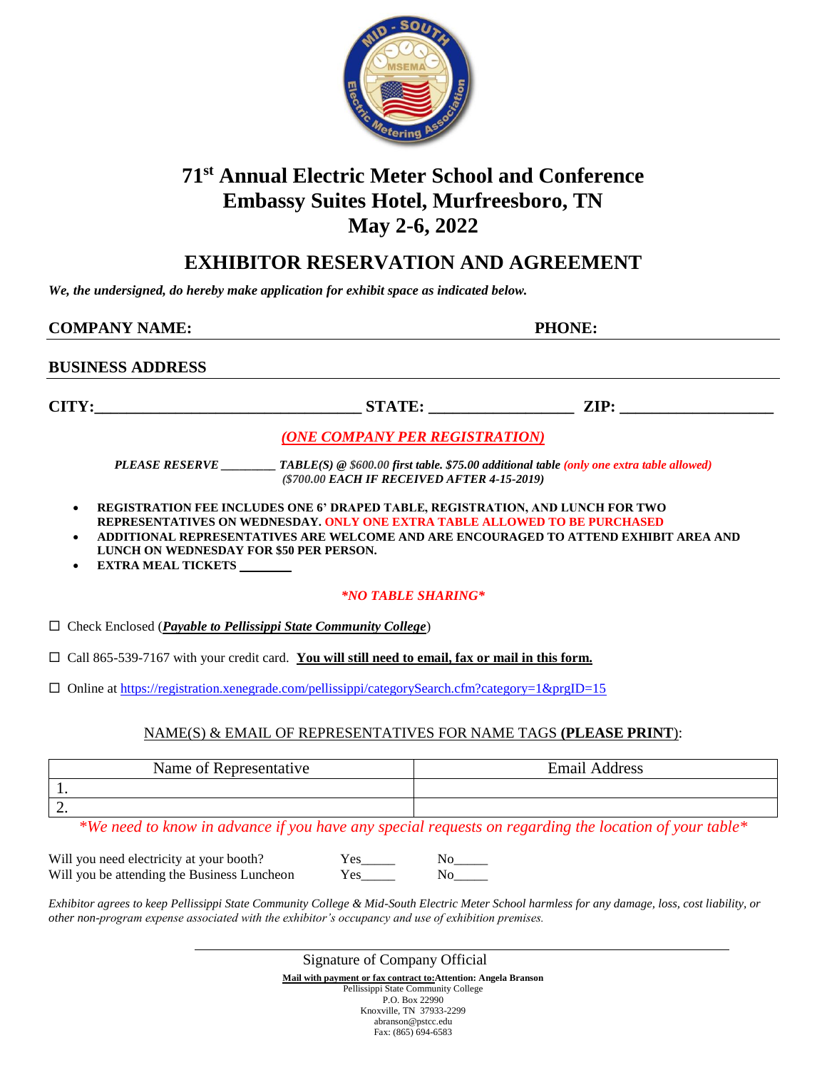# 71st Annual Electric Meter School and Conference
# Embassy Suites Hotel, Murfreesboro, TN
# May 2-6, 2022

## EXHIBITOR RESERVATION AND AGREEMENT

*We, the undersigned, do hereby make application for exhibit space as indicated below.*

**COMPANY NAME:** **PHONE:**

**BUSINESS ADDRESS**

**CITY:**\_\_\_\_\_\_\_\_\_\_\_\_\_\_\_\_\_\_\_\_\_\_\_\_\_\_\_\_\_\_\_\_\_\_ **STATE:** \_\_\_\_\_\_\_\_\_\_\_\_\_\_\_\_\_\_ **ZIP:** \_\_\_\_\_\_\_\_\_\_\_\_\_\_\_\_\_\_\_

***(ONE COMPANY PER REGISTRATION)***

***PLEASE RESERVE \_\_\_\_\_\_\_\_ TABLE(S) @ $600.00 first table. $75.00 additional table (only one extra table allowed)***
***($700.00 EACH IF RECEIVED AFTER 4-15-2019)***

- **REGISTRATION FEE INCLUDES ONE 6' DRAPED TABLE, REGISTRATION, AND LUNCH FOR TWO REPRESENTATIVES ON WEDNESDAY. ONLY ONE EXTRA TABLE ALLOWED TO BE PURCHASED**
- **ADDITIONAL REPRESENTATIVES ARE WELCOME AND ARE ENCOURAGED TO ATTEND EXHIBIT AREA AND LUNCH ON WEDNESDAY FOR $50 PER PERSON.**
- **EXTRA MEAL TICKETS \_\_\_\_\_\_\_\_**

***\*NO TABLE SHARING\****

☐ Check Enclosed (***Payable to Pellissippi State Community College***)

☐ Call 865-539-7167 with your credit card. **You will still need to email, fax or mail in this form.**

☐ Online at https://registration.xenegrade.com/pellissippi/categorySearch.cfm?category=1&prgID=15

NAME(S) & EMAIL OF REPRESENTATIVES FOR NAME TAGS **(PLEASE PRINT)**:

| Name of Representative | Email Address |
|---|---|
| 1. | |
| 2. | |

*\*We need to know in advance if you have any special requests on regarding the location of your table\**

Will you need electricity at your booth? Yes\_\_\_\_\_ No\_\_\_\_\_
Will you be attending the Business Luncheon Yes\_\_\_\_\_ No\_\_\_\_\_

*Exhibitor agrees to keep Pellissippi State Community College & Mid-South Electric Meter School harmless for any damage, loss, cost liability, or other non-program expense associated with the exhibitor's occupancy and use of exhibition premises.*

\_\_\_\_\_\_\_\_\_\_\_\_\_\_\_\_\_\_\_\_\_\_\_\_\_\_\_\_\_\_\_\_\_\_\_\_\_\_\_\_
Signature of Company Official

**Mail with payment or fax contract to:Attention: Angela Branson**
Pellissippi State Community College
P.O. Box 22990
Knoxville, TN 37933-2299
abranson@pstcc.edu
Fax: (865) 694-6583